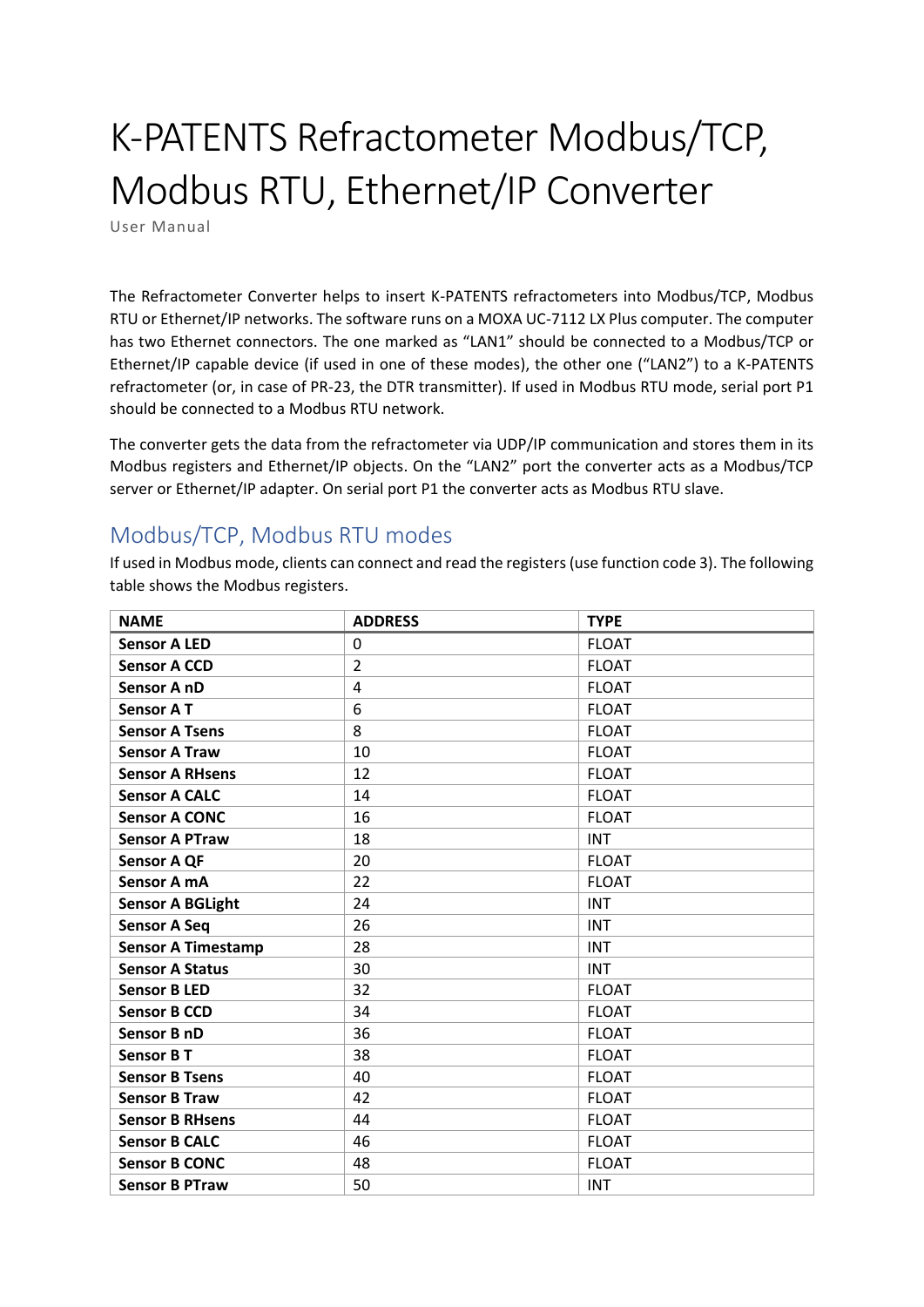# K-PATENTS Refractometer Modbus/TCP, Modbus RTU, Ethernet/IP Converter

User Manual

The Refractometer Converter helps to insert K-PATENTS refractometers into Modbus/TCP, Modbus RTU or Ethernet/IP networks. The software runs on a MOXA UC-7112 LX Plus computer. The computer has two Ethernet connectors. The one marked as "LAN1" should be connected to a Modbus/TCP or Ethernet/IP capable device (if used in one of these modes), the other one ("LAN2") to a K-PATENTS refractometer (or, in case of PR-23, the DTR transmitter). If used in Modbus RTU mode, serial port P1 should be connected to a Modbus RTU network.

The converter gets the data from the refractometer via UDP/IP communication and stores them in its Modbus registers and Ethernet/IP objects. On the "LAN2" port the converter acts as a Modbus/TCP server or Ethernet/IP adapter. On serial port P1 the converter acts as Modbus RTU slave.

## Modbus/TCP, Modbus RTU modes

If used in Modbus mode, clients can connect and read the registers (use function code 3). The following table shows the Modbus registers.

| NAME | ADDRESS | TYPE |
|---|---|---|
| **Sensor A LED** | 0 | FLOAT |
| **Sensor A CCD** | 2 | FLOAT |
| **Sensor A nD** | 4 | FLOAT |
| **Sensor A T** | 6 | FLOAT |
| **Sensor A Tsens** | 8 | FLOAT |
| **Sensor A Traw** | 10 | FLOAT |
| **Sensor A RHsens** | 12 | FLOAT |
| **Sensor A CALC** | 14 | FLOAT |
| **Sensor A CONC** | 16 | FLOAT |
| **Sensor A PTraw** | 18 | INT |
| **Sensor A QF** | 20 | FLOAT |
| **Sensor A mA** | 22 | FLOAT |
| **Sensor A BGLight** | 24 | INT |
| **Sensor A Seq** | 26 | INT |
| **Sensor A Timestamp** | 28 | INT |
| **Sensor A Status** | 30 | INT |
| **Sensor B LED** | 32 | FLOAT |
| **Sensor B CCD** | 34 | FLOAT |
| **Sensor B nD** | 36 | FLOAT |
| **Sensor B T** | 38 | FLOAT |
| **Sensor B Tsens** | 40 | FLOAT |
| **Sensor B Traw** | 42 | FLOAT |
| **Sensor B RHsens** | 44 | FLOAT |
| **Sensor B CALC** | 46 | FLOAT |
| **Sensor B CONC** | 48 | FLOAT |
| **Sensor B PTraw** | 50 | INT |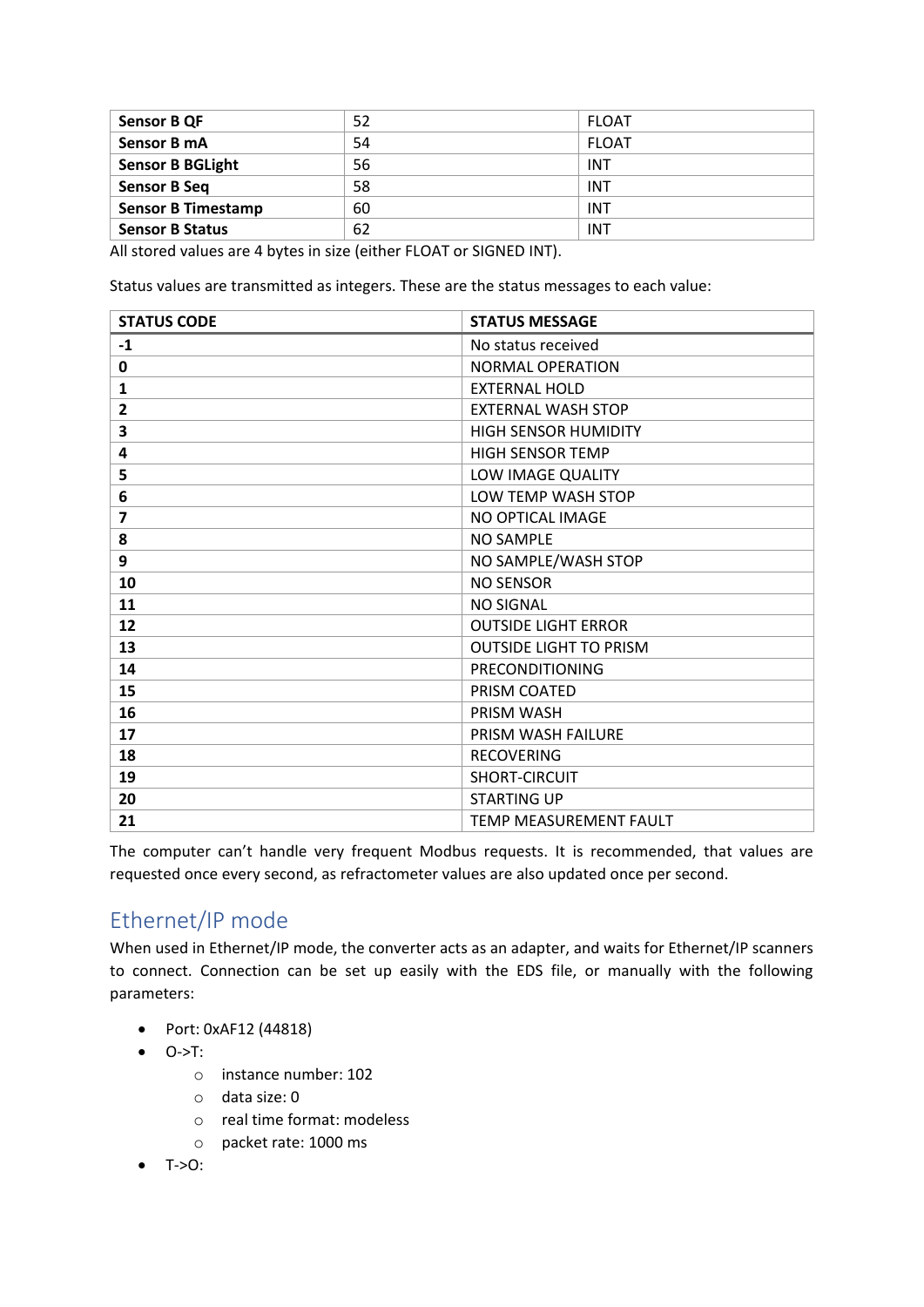| Sensor B QF | 52 | FLOAT |
|---|---|---|
| **Sensor B mA** | 54 | FLOAT |
| **Sensor B BGLight** | 56 | INT |
| **Sensor B Seq** | 58 | INT |
| **Sensor B Timestamp** | 60 | INT |
| **Sensor B Status** | 62 | INT |

All stored values are 4 bytes in size (either FLOAT or SIGNED INT).

Status values are transmitted as integers. These are the status messages to each value:

| STATUS CODE | STATUS MESSAGE |
|---|---|
| **-1** | No status received |
| **0** | NORMAL OPERATION |
| **1** | EXTERNAL HOLD |
| **2** | EXTERNAL WASH STOP |
| **3** | HIGH SENSOR HUMIDITY |
| **4** | HIGH SENSOR TEMP |
| **5** | LOW IMAGE QUALITY |
| **6** | LOW TEMP WASH STOP |
| **7** | NO OPTICAL IMAGE |
| **8** | NO SAMPLE |
| **9** | NO SAMPLE/WASH STOP |
| **10** | NO SENSOR |
| **11** | NO SIGNAL |
| **12** | OUTSIDE LIGHT ERROR |
| **13** | OUTSIDE LIGHT TO PRISM |
| **14** | PRECONDITIONING |
| **15** | PRISM COATED |
| **16** | PRISM WASH |
| **17** | PRISM WASH FAILURE |
| **18** | RECOVERING |
| **19** | SHORT-CIRCUIT |
| **20** | STARTING UP |
| **21** | TEMP MEASUREMENT FAULT |

The computer can't handle very frequent Modbus requests. It is recommended, that values are requested once every second, as refractometer values are also updated once per second.

## Ethernet/IP mode

When used in Ethernet/IP mode, the converter acts as an adapter, and waits for Ethernet/IP scanners to connect. Connection can be set up easily with the EDS file, or manually with the following parameters:

- Port: 0xAF12 (44818)
- O->T:
  - instance number: 102
  - data size: 0
  - real time format: modeless
  - packet rate: 1000 ms
- T->O: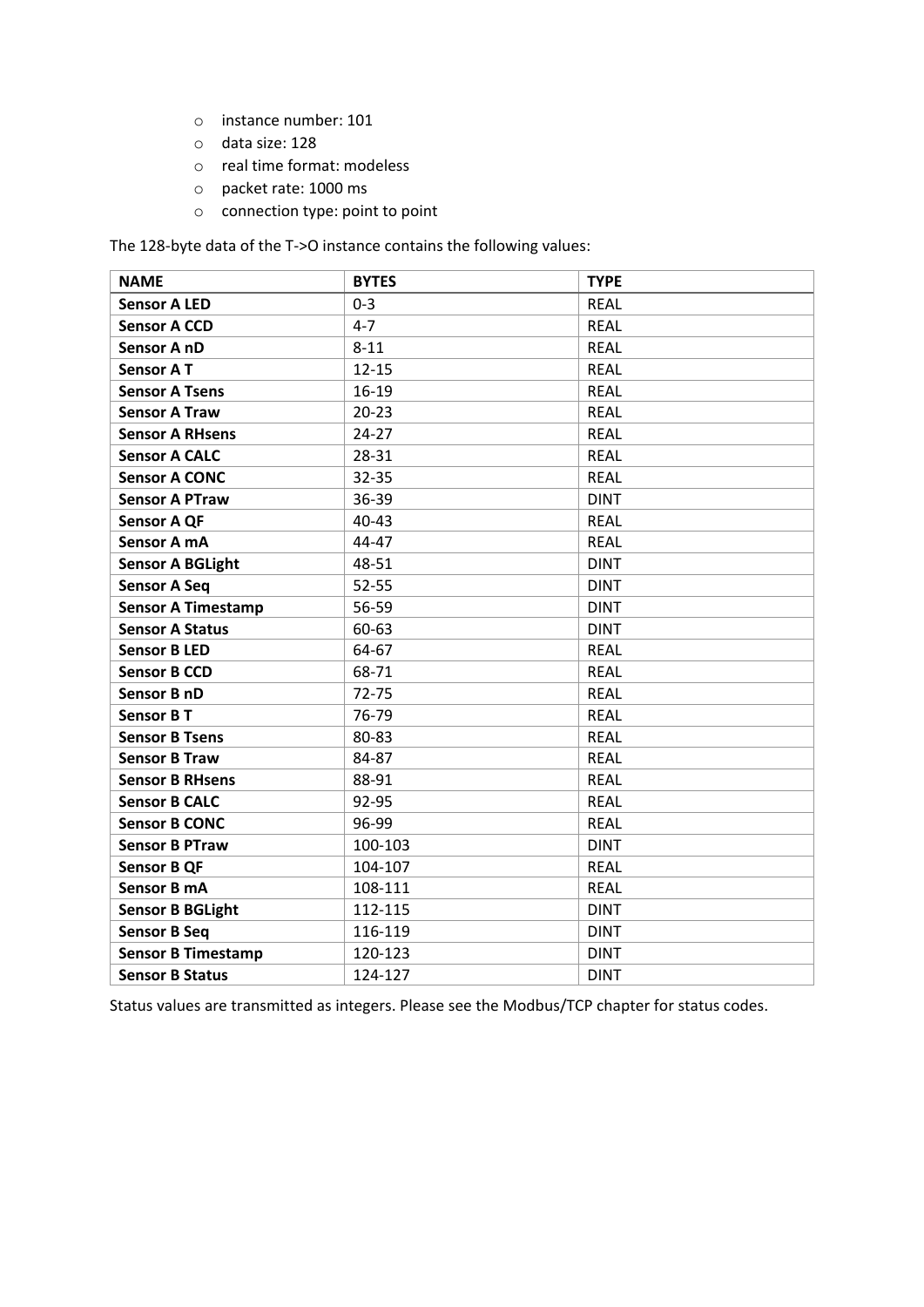- instance number: 101
- data size: 128
- real time format: modeless
- packet rate: 1000 ms
- connection type: point to point

The 128-byte data of the T->O instance contains the following values:

| NAME | BYTES | TYPE |
|---|---|---|
| **Sensor A LED** | 0-3 | REAL |
| **Sensor A CCD** | 4-7 | REAL |
| **Sensor A nD** | 8-11 | REAL |
| **Sensor A T** | 12-15 | REAL |
| **Sensor A Tsens** | 16-19 | REAL |
| **Sensor A Traw** | 20-23 | REAL |
| **Sensor A RHsens** | 24-27 | REAL |
| **Sensor A CALC** | 28-31 | REAL |
| **Sensor A CONC** | 32-35 | REAL |
| **Sensor A PTraw** | 36-39 | DINT |
| **Sensor A QF** | 40-43 | REAL |
| **Sensor A mA** | 44-47 | REAL |
| **Sensor A BGLight** | 48-51 | DINT |
| **Sensor A Seq** | 52-55 | DINT |
| **Sensor A Timestamp** | 56-59 | DINT |
| **Sensor A Status** | 60-63 | DINT |
| **Sensor B LED** | 64-67 | REAL |
| **Sensor B CCD** | 68-71 | REAL |
| **Sensor B nD** | 72-75 | REAL |
| **Sensor B T** | 76-79 | REAL |
| **Sensor B Tsens** | 80-83 | REAL |
| **Sensor B Traw** | 84-87 | REAL |
| **Sensor B RHsens** | 88-91 | REAL |
| **Sensor B CALC** | 92-95 | REAL |
| **Sensor B CONC** | 96-99 | REAL |
| **Sensor B PTraw** | 100-103 | DINT |
| **Sensor B QF** | 104-107 | REAL |
| **Sensor B mA** | 108-111 | REAL |
| **Sensor B BGLight** | 112-115 | DINT |
| **Sensor B Seq** | 116-119 | DINT |
| **Sensor B Timestamp** | 120-123 | DINT |
| **Sensor B Status** | 124-127 | DINT |

Status values are transmitted as integers. Please see the Modbus/TCP chapter for status codes.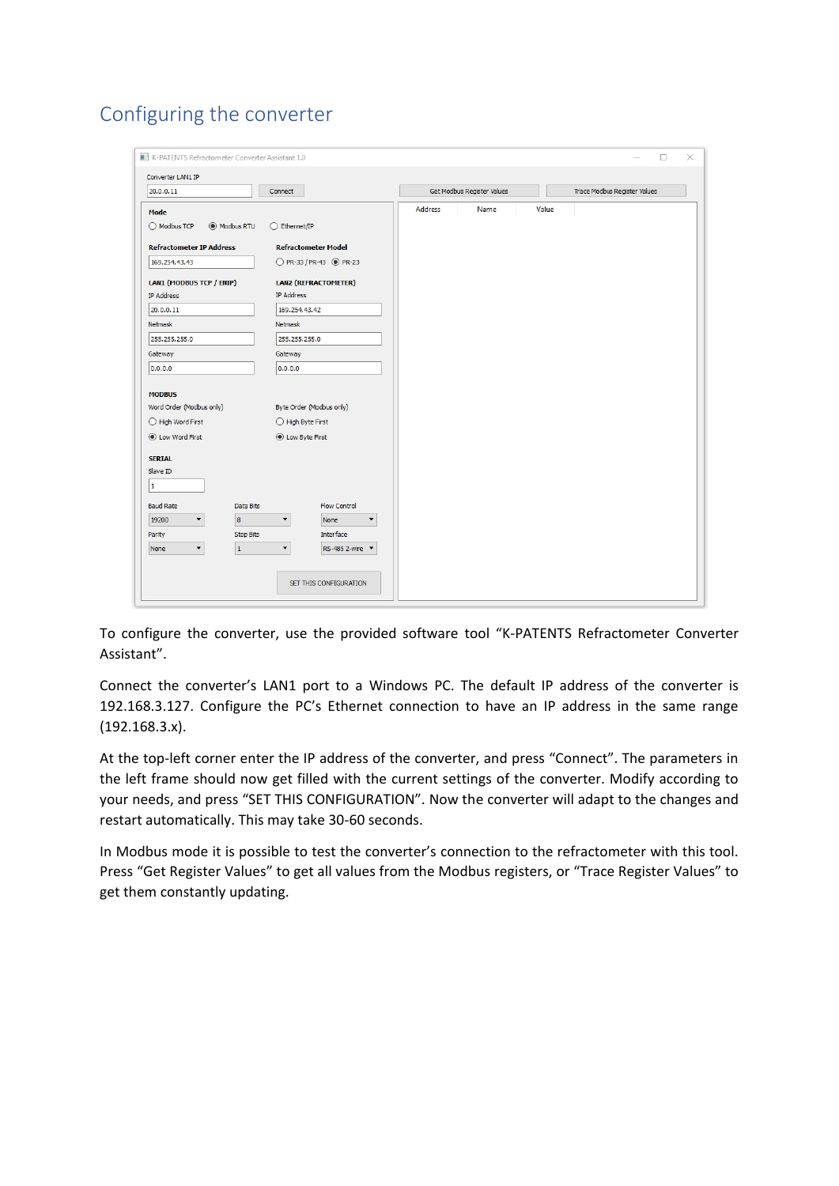# Configuring the converter

To configure the converter, use the provided software tool "K-PATENTS Refractometer Converter Assistant".

Connect the converter's LAN1 port to a Windows PC. The default IP address of the converter is 192.168.3.127. Configure the PC's Ethernet connection to have an IP address in the same range (192.168.3.x).

At the top-left corner enter the IP address of the converter, and press "Connect". The parameters in the left frame should now get filled with the current settings of the converter. Modify according to your needs, and press "SET THIS CONFIGURATION". Now the converter will adapt to the changes and restart automatically. This may take 30-60 seconds.

In Modbus mode it is possible to test the converter's connection to the refractometer with this tool. Press "Get Register Values" to get all values from the Modbus registers, or "Trace Register Values" to get them constantly updating.